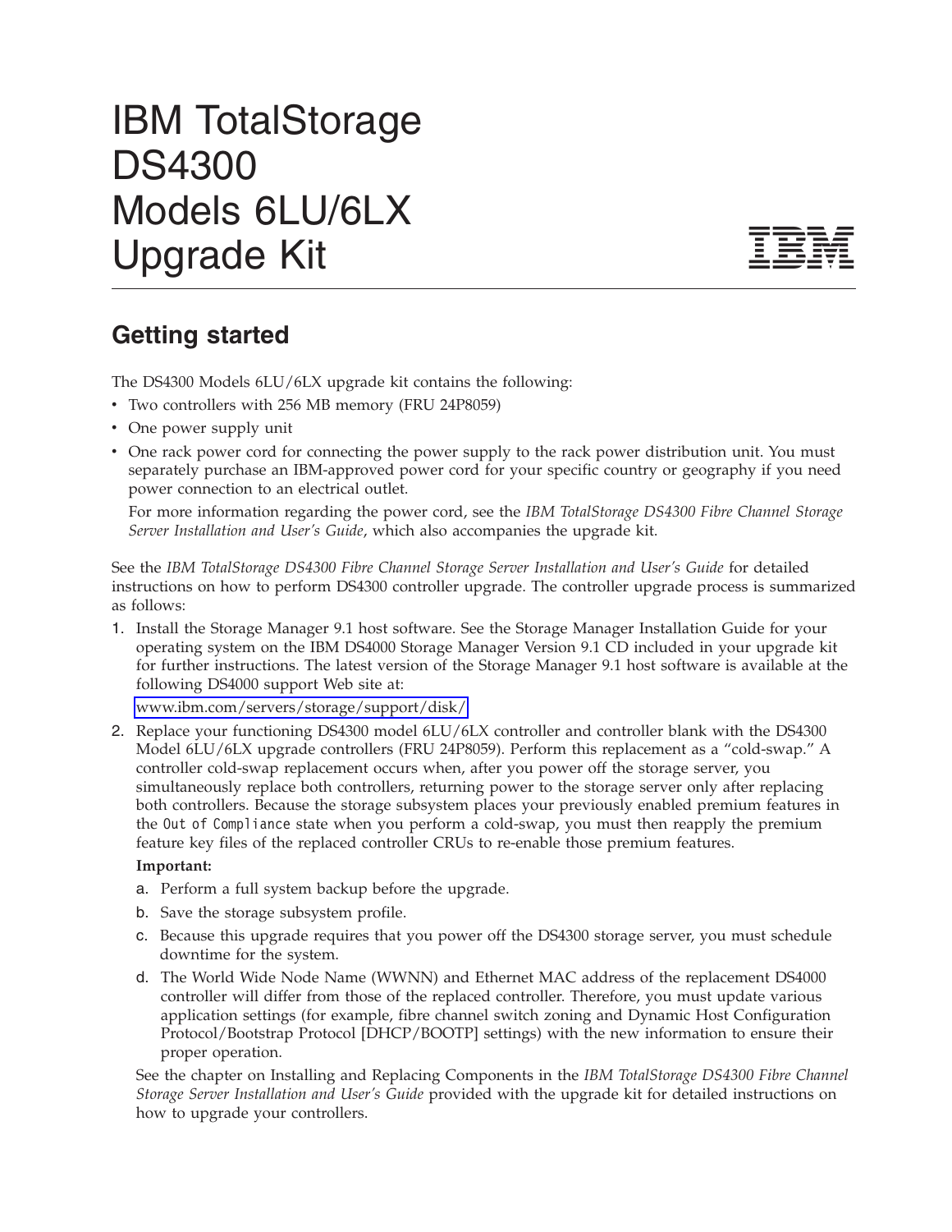# IBM TotalStorage DS4300 Models 6LU/6LX Upgrade Kit

## Getting started

The DS4300 Models 6LU/6LX upgrade kit contains the following:

- Two controllers with 256 MB memory (FRU 24P8059)
- One power supply unit
- One rack power cord for connecting the power supply to the rack power distribution unit. You must separately purchase an IBM-approved power cord for your specific country or geography if you need power connection to an electrical outlet.

  For more information regarding the power cord, see the *IBM TotalStorage DS4300 Fibre Channel Storage Server Installation and User's Guide*, which also accompanies the upgrade kit.

See the *IBM TotalStorage DS4300 Fibre Channel Storage Server Installation and User's Guide* for detailed instructions on how to perform DS4300 controller upgrade. The controller upgrade process is summarized as follows:

1. Install the Storage Manager 9.1 host software. See the Storage Manager Installation Guide for your operating system on the IBM DS4000 Storage Manager Version 9.1 CD included in your upgrade kit for further instructions. The latest version of the Storage Manager 9.1 host software is available at the following DS4000 support Web site at:

   www.ibm.com/servers/storage/support/disk/

2. Replace your functioning DS4300 model 6LU/6LX controller and controller blank with the DS4300 Model 6LU/6LX upgrade controllers (FRU 24P8059). Perform this replacement as a "cold-swap." A controller cold-swap replacement occurs when, after you power off the storage server, you simultaneously replace both controllers, returning power to the storage server only after replacing both controllers. Because the storage subsystem places your previously enabled premium features in the `Out of Compliance` state when you perform a cold-swap, you must then reapply the premium feature key files of the replaced controller CRUs to re-enable those premium features.

   **Important:**

   a. Perform a full system backup before the upgrade.

   b. Save the storage subsystem profile.

   c. Because this upgrade requires that you power off the DS4300 storage server, you must schedule downtime for the system.

   d. The World Wide Node Name (WWNN) and Ethernet MAC address of the replacement DS4000 controller will differ from those of the replaced controller. Therefore, you must update various application settings (for example, fibre channel switch zoning and Dynamic Host Configuration Protocol/Bootstrap Protocol [DHCP/BOOTP] settings) with the new information to ensure their proper operation.

   See the chapter on Installing and Replacing Components in the *IBM TotalStorage DS4300 Fibre Channel Storage Server Installation and User's Guide* provided with the upgrade kit for detailed instructions on how to upgrade your controllers.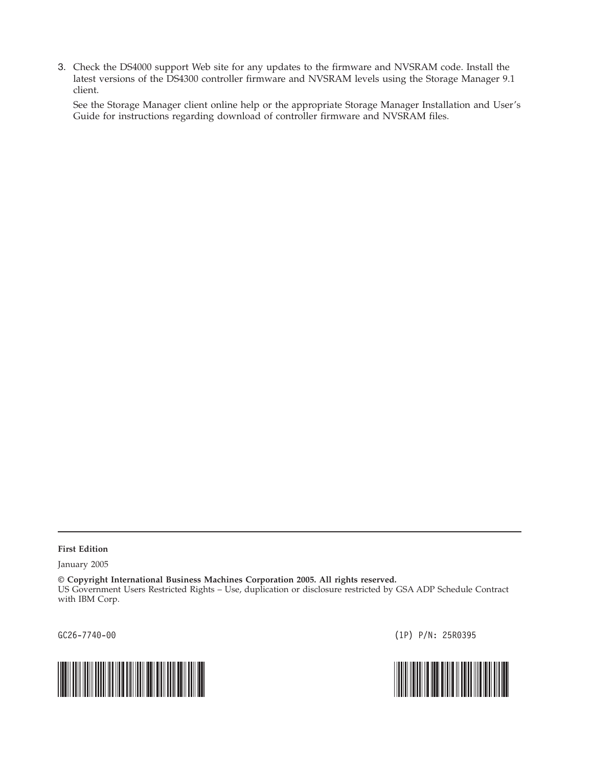3. Check the DS4000 support Web site for any updates to the firmware and NVSRAM code. Install the latest versions of the DS4300 controller firmware and NVSRAM levels using the Storage Manager 9.1 client.

   See the Storage Manager client online help or the appropriate Storage Manager Installation and User's Guide for instructions regarding download of controller firmware and NVSRAM files.

---

**First Edition**

January 2005

**© Copyright International Business Machines Corporation 2005. All rights reserved.**
US Government Users Restricted Rights – Use, duplication or disclosure restricted by GSA ADP Schedule Contract with IBM Corp.

GC26-7740-00

(1P) P/N: 25R0395